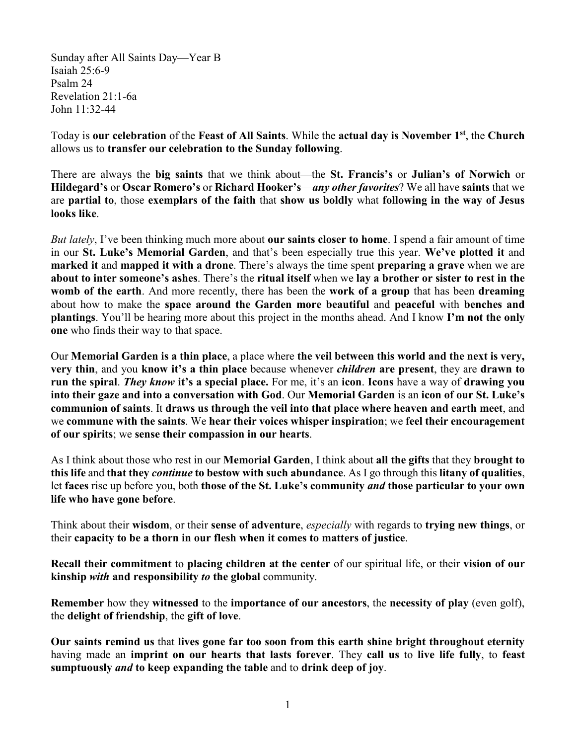Sunday after All Saints Day—Year B
Isaiah 25:6-9
Psalm 24
Revelation 21:1-6a
John 11:32-44

Today is **our celebration** of the **Feast of All Saints**. While the **actual day is November 1st**, the **Church** allows us to **transfer our celebration to the Sunday following**.

There are always the **big saints** that we think about—the **St. Francis's** or **Julian's of Norwich** or **Hildegard's** or **Oscar Romero's** or **Richard Hooker's**—***any other favorites***? We all have **saints** that we are **partial to**, those **exemplars of the faith** that **show us boldly** what **following in the way of Jesus looks like**.

*But lately*, I've been thinking much more about **our saints closer to home**. I spend a fair amount of time in our **St. Luke's Memorial Garden**, and that's been especially true this year. **We've plotted it** and **marked it** and **mapped it with a drone**. There's always the time spent **preparing a grave** when we are **about to inter someone's ashes**. There's the **ritual itself** when we **lay a brother or sister to rest in the womb of the earth**. And more recently, there has been the **work of a group** that has been **dreaming** about how to make the **space around the Garden more beautiful** and **peaceful** with **benches and plantings**. You'll be hearing more about this project in the months ahead. And I know **I'm not the only one** who finds their way to that space.

Our **Memorial Garden is a thin place**, a place where **the veil between this world and the next is very, very thin**, and you **know it's a thin place** because whenever ***children*** **are present**, they are **drawn to run the spiral**. ***They know*** **it's a special place.** For me, it's an **icon**. **Icons** have a way of **drawing you into their gaze and into a conversation with God**. Our **Memorial Garden** is an **icon of our St. Luke's communion of saints**. It **draws us through the veil into that place where heaven and earth meet**, and we **commune with the saints**. We **hear their voices whisper inspiration**; we **feel their encouragement of our spirits**; we **sense their compassion in our hearts**.

As I think about those who rest in our **Memorial Garden**, I think about **all the gifts** that they **brought to this life** and **that they *continue* to bestow with such abundance**. As I go through this **litany of qualities**, let **faces** rise up before you, both **those of the St. Luke's community *and* those particular to your own life who have gone before**.

Think about their **wisdom**, or their **sense of adventure**, *especially* with regards to **trying new things**, or their **capacity to be a thorn in our flesh when it comes to matters of justice**.

**Recall their commitment** to **placing children at the center** of our spiritual life, or their **vision of our kinship *with* and responsibility *to* the global** community.

**Remember** how they **witnessed** to the **importance of our ancestors**, the **necessity of play** (even golf), the **delight of friendship**, the **gift of love**.

**Our saints remind us** that **lives gone far too soon from this earth shine bright throughout eternity** having made an **imprint on our hearts that lasts forever**. They **call us** to **live life fully**, to **feast sumptuously *and* to keep expanding the table** and to **drink deep of joy**.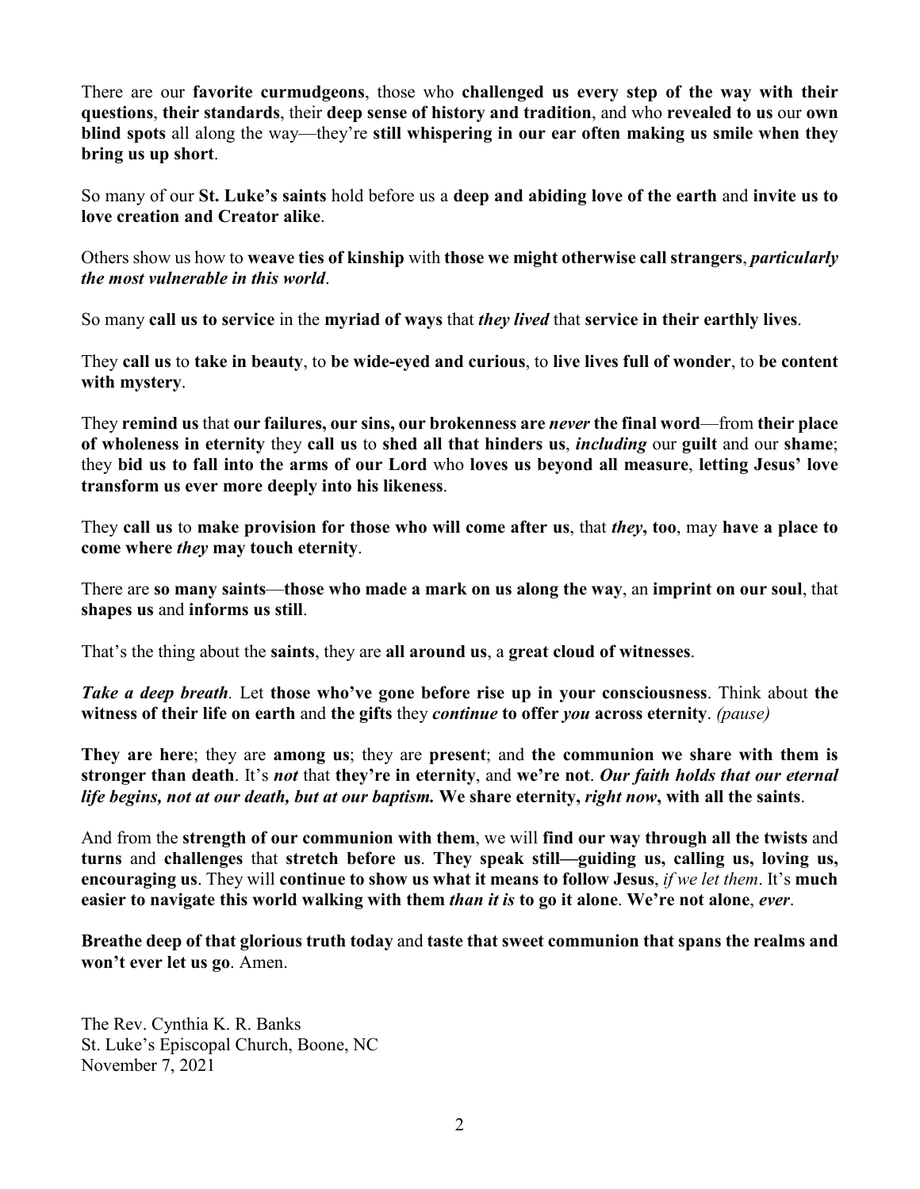There are our **favorite curmudgeons**, those who **challenged us every step of the way with their questions**, **their standards**, their **deep sense of history and tradition**, and who **revealed to us** our **own blind spots** all along the way—they're **still whispering in our ear often making us smile when they bring us up short**.

So many of our **St. Luke's saints** hold before us a **deep and abiding love of the earth** and **invite us to love creation and Creator alike**.

Others show us how to **weave ties of kinship** with **those we might otherwise call strangers**, ***particularly the most vulnerable in this world***.

So many **call us to service** in the **myriad of ways** that ***they lived*** that **service in their earthly lives**.

They **call us** to **take in beauty**, to **be wide-eyed and curious**, to **live lives full of wonder**, to **be content with mystery**.

They **remind us** that **our failures, our sins, our brokenness are *never* the final word**—from **their place of wholeness in eternity** they **call us** to **shed all that hinders us**, ***including*** our **guilt** and our **shame**; they **bid us to fall into the arms of our Lord** who **loves us beyond all measure**, **letting Jesus' love transform us ever more deeply into his likeness**.

They **call us** to **make provision for those who will come after us**, that ***they*, too**, may **have a place to come where *they* may touch eternity**.

There are **so many saints**—**those who made a mark on us along the way**, an **imprint on our soul**, that **shapes us** and **informs us still**.

That's the thing about the **saints**, they are **all around us**, a **great cloud of witnesses**.

***Take a deep breath***. Let **those who've gone before rise up in your consciousness**. Think about **the witness of their life on earth** and **the gifts** they ***continue* to offer *you* across eternity**. *(pause)*

**They are here**; they are **among us**; they are **present**; and **the communion we share with them is stronger than death**. It's ***not*** that **they're in eternity**, and **we're not**. ***Our faith holds that our eternal life begins, not at our death, but at our baptism.*** **We share eternity, *right now*, with all the saints**.

And from the **strength of our communion with them**, we will **find our way through all the twists** and **turns** and **challenges** that **stretch before us**. **They speak still—guiding us, calling us, loving us, encouraging us**. They will **continue to show us what it means to follow Jesus**, *if we let them*. It's **much easier to navigate this world walking with them *than it is* to go it alone**. **We're not alone**, ***ever***.

**Breathe deep of that glorious truth today** and **taste that sweet communion that spans the realms and won't ever let us go**. Amen.

The Rev. Cynthia K. R. Banks
St. Luke's Episcopal Church, Boone, NC
November 7, 2021